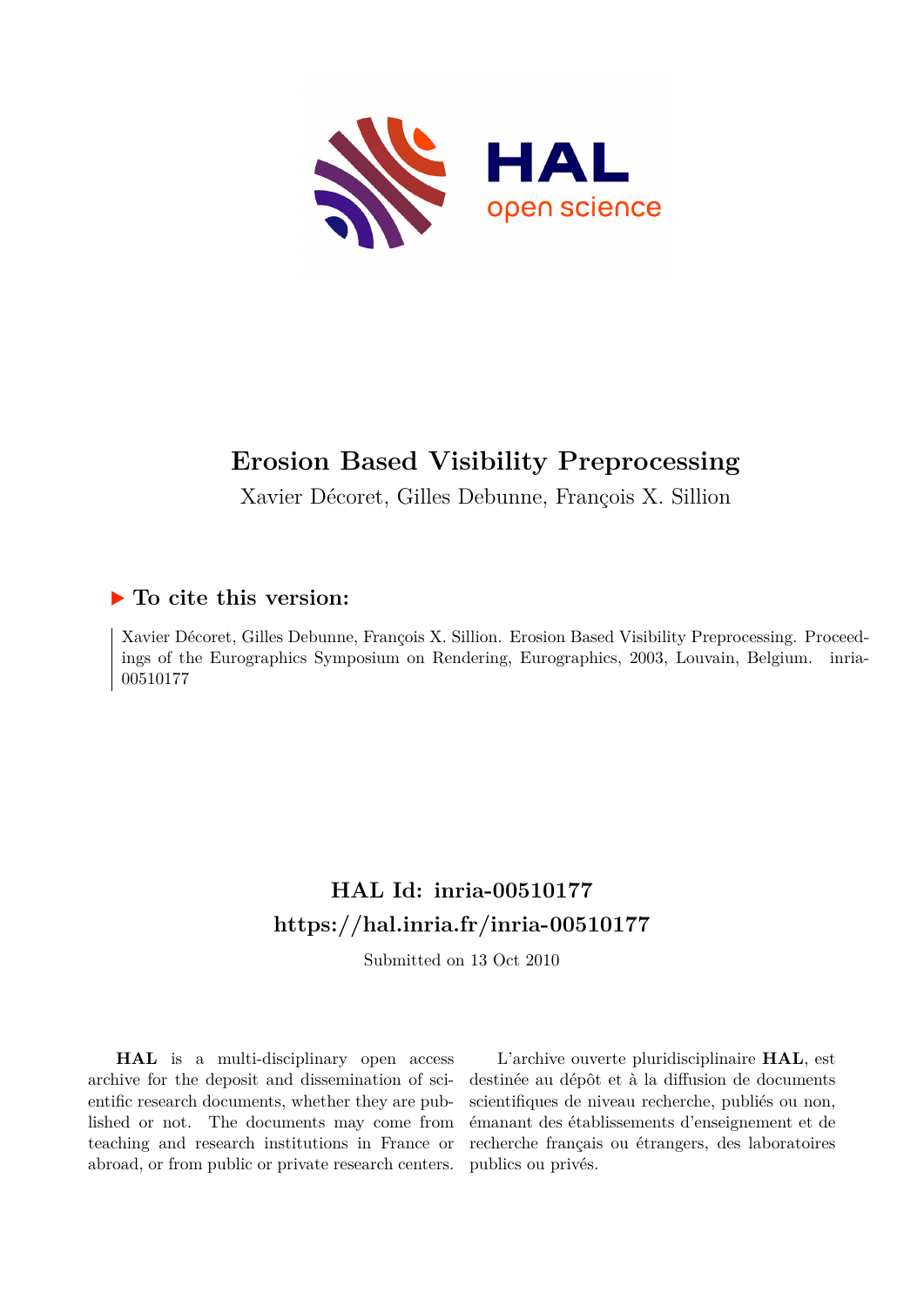# Erosion Based Visibility Preprocessing

Xavier Décoret, Gilles Debunne, François X. Sillion

## To cite this version:

Xavier Décoret, Gilles Debunne, François X. Sillion. Erosion Based Visibility Preprocessing. Proceedings of the Eurographics Symposium on Rendering, Eurographics, 2003, Louvain, Belgium. inria-00510177

## HAL Id: inria-00510177
## https://hal.inria.fr/inria-00510177

Submitted on 13 Oct 2010

**HAL** is a multi-disciplinary open access archive for the deposit and dissemination of scientific research documents, whether they are published or not. The documents may come from teaching and research institutions in France or abroad, or from public or private research centers.

L'archive ouverte pluridisciplinaire **HAL**, est destinée au dépôt et à la diffusion de documents scientifiques de niveau recherche, publiés ou non, émanant des établissements d'enseignement et de recherche français ou étrangers, des laboratoires publics ou privés.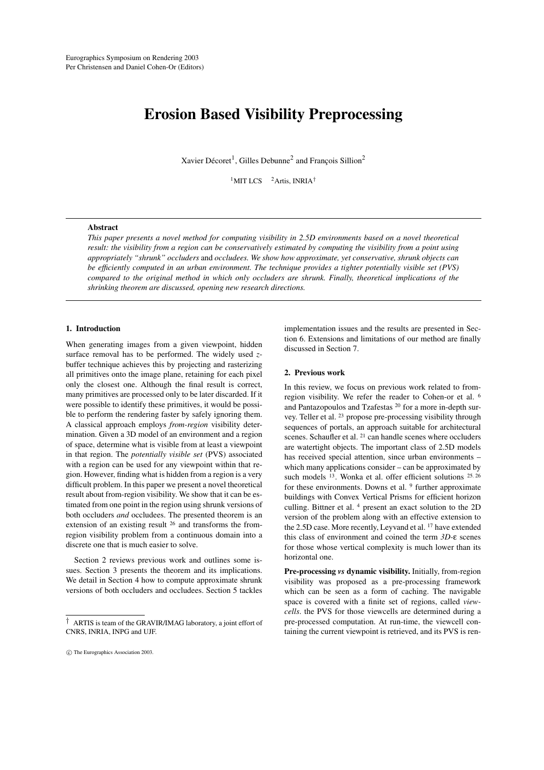# Erosion Based Visibility Preprocessing

Xavier Décoret[1], Gilles Debunne[2] and François Sillion[2]

[1]MIT LCS [2]Artis, INRIA[†]

## Abstract

*This paper presents a novel method for computing visibility in 2.5D environments based on a novel theoretical result: the visibility from a region can be conservatively estimated by computing the visibility from a point using appropriately "shrunk" occluders* and *occludees. We show how approximate, yet conservative, shrunk objects can be efficiently computed in an urban environment. The technique provides a tighter potentially visible set (PVS) compared to the original method in which only occluders are shrunk. Finally, theoretical implications of the shrinking theorem are discussed, opening new research directions.*

## 1. Introduction

When generating images from a given viewpoint, hidden surface removal has to be performed. The widely used *z*-buffer technique achieves this by projecting and rasterizing all primitives onto the image plane, retaining for each pixel only the closest one. Although the final result is correct, many primitives are processed only to be later discarded. If it were possible to identify these primitives, it would be possible to perform the rendering faster by safely ignoring them. A classical approach employs *from-region* visibility determination. Given a 3D model of an environment and a region of space, determine what is visible from at least a viewpoint in that region. The *potentially visible set* (PVS) associated with a region can be used for any viewpoint within that region. However, finding what is hidden from a region is a very difficult problem. In this paper we present a novel theoretical result about from-region visibility. We show that it can be estimated from one point in the region using shrunk versions of both occluders *and* occludees. The presented theorem is an extension of an existing result [26] and transforms the from-region visibility problem from a continuous domain into a discrete one that is much easier to solve.

Section 2 reviews previous work and outlines some issues. Section 3 presents the theorem and its implications. We detail in Section 4 how to compute approximate shrunk versions of both occluders and occludees. Section 5 tackles implementation issues and the results are presented in Section 6. Extensions and limitations of our method are finally discussed in Section 7.

## 2. Previous work

In this review, we focus on previous work related to from-region visibility. We refer the reader to Cohen-or et al. [6] and Pantazopoulos and Tzafestas [20] for a more in-depth survey. Teller et al. [23] propose pre-processing visibility through sequences of portals, an approach suitable for architectural scenes. Schaufler et al. [21] can handle scenes where occluders are watertight objects. The important class of 2.5D models has received special attention, since urban environments – which many applications consider – can be approximated by such models [13]. Wonka et al. offer efficient solutions [25, 26] for these environments. Downs et al. [9] further approximate buildings with Convex Vertical Prisms for efficient horizon culling. Bittner et al. [4] present an exact solution to the 2D version of the problem along with an effective extension to the 2.5D case. More recently, Leyvand et al. [17] have extended this class of environment and coined the term *3D-ε* scenes for those whose vertical complexity is much lower than its horizontal one.

**Pre-processing *vs* dynamic visibility.** Initially, from-region visibility was proposed as a pre-processing framework which can be seen as a form of caching. The navigable space is covered with a finite set of regions, called *viewcells*. the PVS for those viewcells are determined during a pre-processed computation. At run-time, the viewcell containing the current viewpoint is retrieved, and its PVS is ren-

[†] ARTIS is team of the GRAVIR/IMAG laboratory, a joint effort of CNRS, INRIA, INPG and UJF.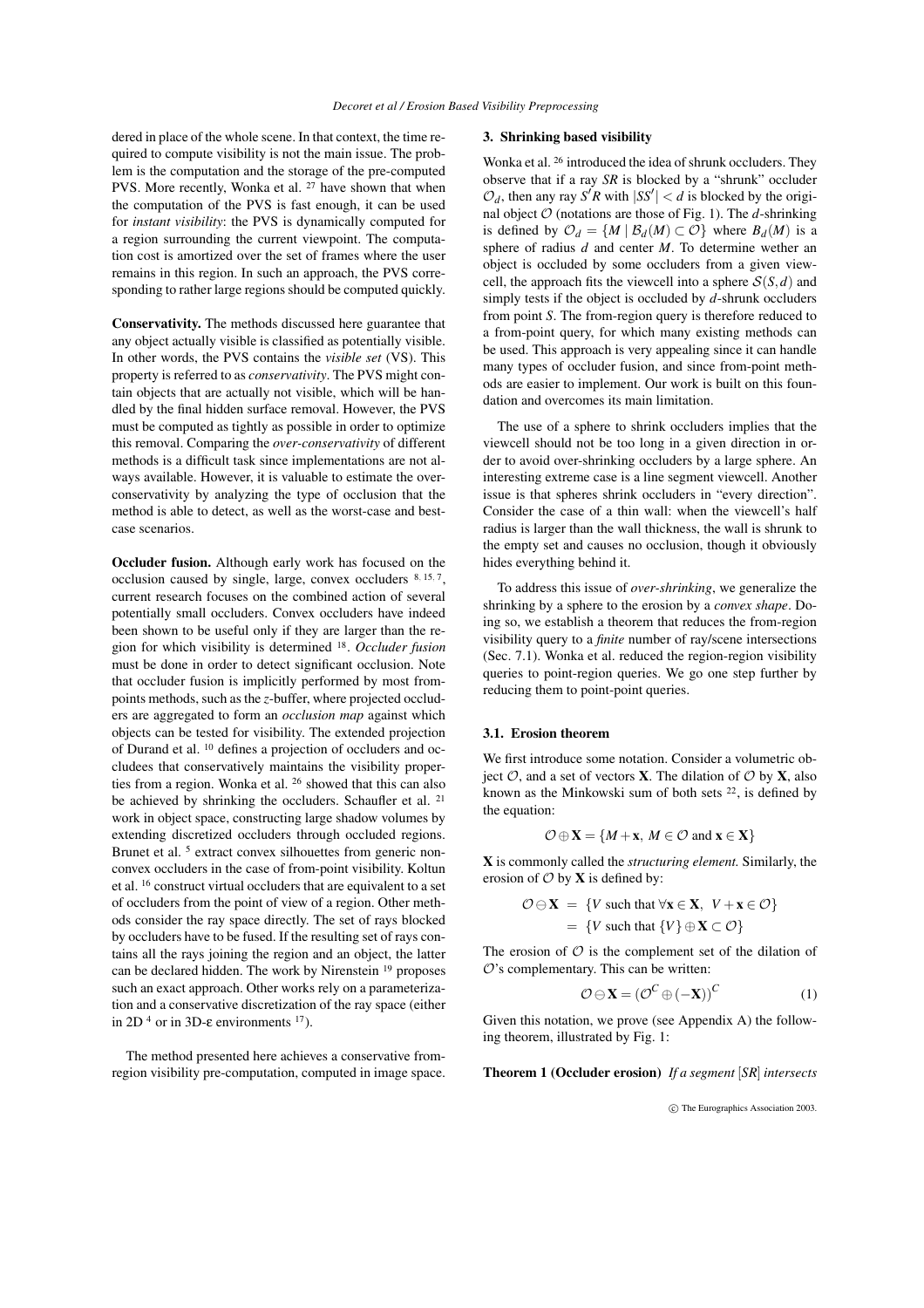dered in place of the whole scene. In that context, the time required to compute visibility is not the main issue. The problem is the computation and the storage of the pre-computed PVS. More recently, Wonka et al. [27] have shown that when the computation of the PVS is fast enough, it can be used for *instant visibility*: the PVS is dynamically computed for a region surrounding the current viewpoint. The computation cost is amortized over the set of frames where the user remains in this region. In such an approach, the PVS corresponding to rather large regions should be computed quickly.

**Conservativity.** The methods discussed here guarantee that any object actually visible is classified as potentially visible. In other words, the PVS contains the *visible set* (VS). This property is referred to as *conservativity*. The PVS might contain objects that are actually not visible, which will be handled by the final hidden surface removal. However, the PVS must be computed as tightly as possible in order to optimize this removal. Comparing the *over-conservativity* of different methods is a difficult task since implementations are not always available. However, it is valuable to estimate the over-conservativity by analyzing the type of occlusion that the method is able to detect, as well as the worst-case and best-case scenarios.

**Occluder fusion.** Although early work has focused on the occlusion caused by single, large, convex occluders [8, 15, 7], current research focuses on the combined action of several potentially small occluders. Convex occluders have indeed been shown to be useful only if they are larger than the region for which visibility is determined [18]. *Occluder fusion* must be done in order to detect significant occlusion. Note that occluder fusion is implicitly performed by most from-points methods, such as the *z*-buffer, where projected occluders are aggregated to form an *occlusion map* against which objects can be tested for visibility. The extended projection of Durand et al. [10] defines a projection of occluders and occludees that conservatively maintains the visibility properties from a region. Wonka et al. [26] showed that this can also be achieved by shrinking the occluders. Schaufler et al. [21] work in object space, constructing large shadow volumes by extending discretized occluders through occluded regions. Brunet et al. [5] extract convex silhouettes from generic non-convex occluders in the case of from-point visibility. Koltun et al. [16] construct virtual occluders that are equivalent to a set of occluders from the point of view of a region. Other methods consider the ray space directly. The set of rays blocked by occluders have to be fused. If the resulting set of rays contains all the rays joining the region and an object, the latter can be declared hidden. The work by Nirenstein [19] proposes such an exact approach. Other works rely on a parameterization and a conservative discretization of the ray space (either in 2D [4] or in 3D-$\varepsilon$ environments [17]).

The method presented here achieves a conservative from-region visibility pre-computation, computed in image space.

## 3. Shrinking based visibility

Wonka et al. [26] introduced the idea of shrunk occluders. They observe that if a ray $SR$ is blocked by a "shrunk" occluder $\mathcal{O}_d$, then any ray $S'R$ with $|SS'| < d$ is blocked by the original object $\mathcal{O}$ (notations are those of Fig. 1). The $d$-shrinking is defined by $\mathcal{O}_d = \{M \mid \mathcal{B}_d(M) \subset \mathcal{O}\}$ where $B_d(M)$ is a sphere of radius $d$ and center $M$. To determine wether an object is occluded by some occluders from a given viewcell, the approach fits the viewcell into a sphere $\mathcal{S}(S,d)$ and simply tests if the object is occluded by $d$-shrunk occluders from point $S$. The from-region query is therefore reduced to a from-point query, for which many existing methods can be used. This approach is very appealing since it can handle many types of occluder fusion, and since from-point methods are easier to implement. Our work is built on this foundation and overcomes its main limitation.

The use of a sphere to shrink occluders implies that the viewcell should not be too long in a given direction in order to avoid over-shrinking occluders by a large sphere. An interesting extreme case is a line segment viewcell. Another issue is that spheres shrink occluders in "every direction". Consider the case of a thin wall: when the viewcell's half radius is larger than the wall thickness, the wall is shrunk to the empty set and causes no occlusion, though it obviously hides everything behind it.

To address this issue of *over-shrinking*, we generalize the shrinking by a sphere to the erosion by a *convex shape*. Doing so, we establish a theorem that reduces the from-region visibility query to a *finite* number of ray/scene intersections (Sec. 7.1). Wonka et al. reduced the region-region visibility queries to point-region queries. We go one step further by reducing them to point-point queries.

### 3.1. Erosion theorem

We first introduce some notation. Consider a volumetric object $\mathcal{O}$, and a set of vectors $\mathbf{X}$. The dilation of $\mathcal{O}$ by $\mathbf{X}$, also known as the Minkowski sum of both sets [22], is defined by the equation:

$$\mathcal{O} \oplus \mathbf{X} = \{M + \mathbf{x},\ M \in \mathcal{O} \text{ and } \mathbf{x} \in \mathbf{X}\}$$

$\mathbf{X}$ is commonly called the *structuring element.* Similarly, the erosion of $\mathcal{O}$ by $\mathbf{X}$ is defined by:

$$\begin{aligned}\mathcal{O} \ominus \mathbf{X} &= \{V \text{ such that } \forall \mathbf{x} \in \mathbf{X},\ V + \mathbf{x} \in \mathcal{O}\} \\ &= \{V \text{ such that } \{V\} \oplus \mathbf{X} \subset \mathcal{O}\}\end{aligned}$$

The erosion of $\mathcal{O}$ is the complement set of the dilation of $\mathcal{O}$'s complementary. This can be written:

$$\mathcal{O} \ominus \mathbf{X} = (\mathcal{O}^C \oplus (-\mathbf{X}))^C \tag{1}$$

Given this notation, we prove (see Appendix A) the following theorem, illustrated by Fig. 1:

**Theorem 1 (Occluder erosion)** *If a segment* $[SR]$ *intersects*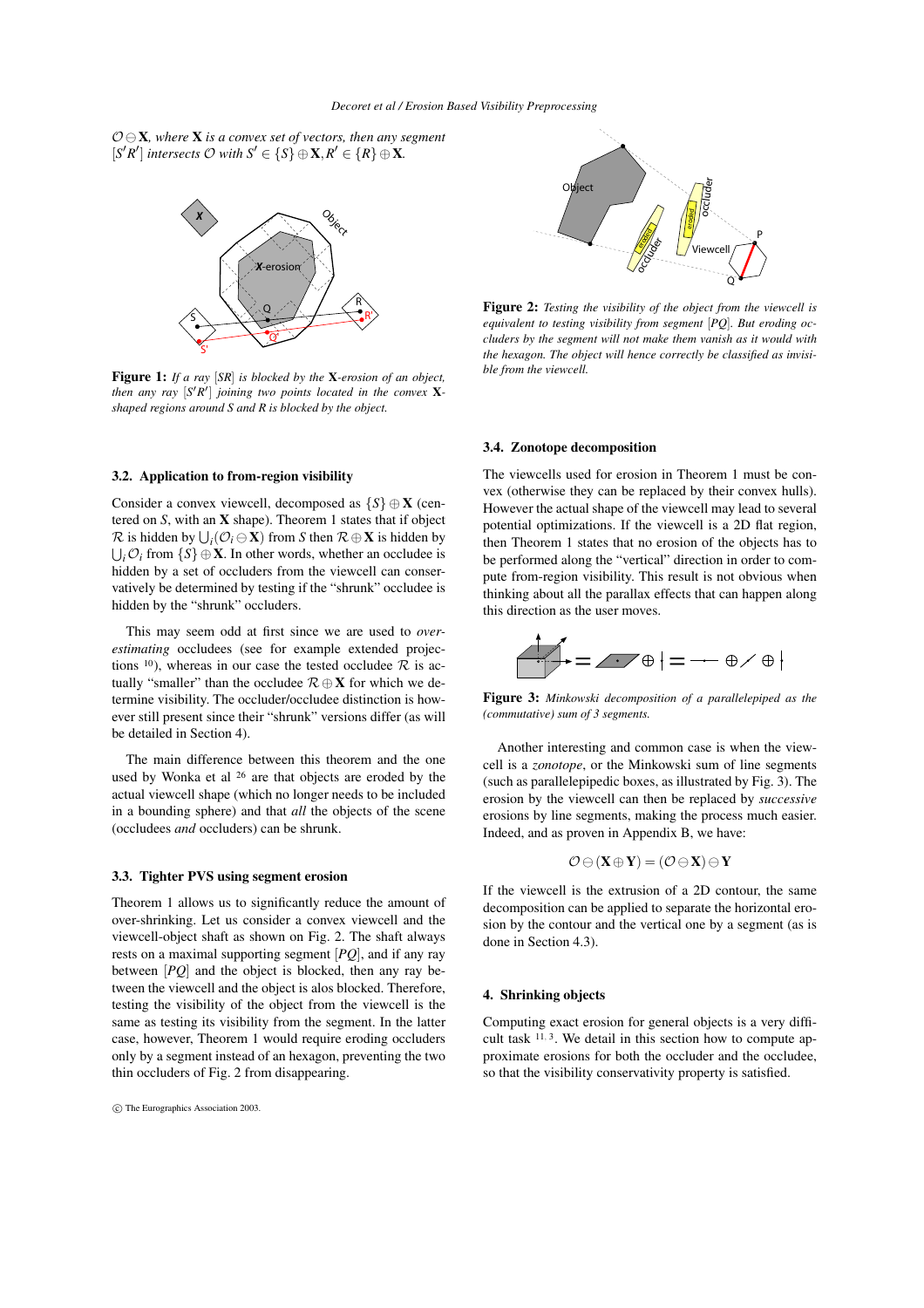$\mathcal{O} \ominus \mathbf{X}$, *where* $\mathbf{X}$ *is a convex set of vectors, then any segment* $[S'R']$ *intersects* $\mathcal{O}$ *with* $S' \in \{S\} \oplus \mathbf{X}, R' \in \{R\} \oplus \mathbf{X}$.

**Figure 1:** *If a ray* $[SR]$ *is blocked by the* $\mathbf{X}$*-erosion of an object, then any ray* $[S'R']$ *joining two points located in the convex* $\mathbf{X}$*-shaped regions around S and R is blocked by the object.*

### 3.2. Application to from-region visibility

Consider a convex viewcell, decomposed as $\{S\} \oplus \mathbf{X}$ (centered on $S$, with an $\mathbf{X}$ shape). Theorem 1 states that if object $\mathcal{R}$ is hidden by $\bigcup_i (\mathcal{O}_i \ominus \mathbf{X})$ from $S$ then $\mathcal{R} \oplus \mathbf{X}$ is hidden by $\bigcup_i \mathcal{O}_i$ from $\{S\} \oplus \mathbf{X}$. In other words, whether an occludee is hidden by a set of occluders from the viewcell can conservatively be determined by testing if the "shrunk" occludee is hidden by the "shrunk" occluders.

This may seem odd at first since we are used to *over-estimating* occludees (see for example extended projections [10]), whereas in our case the tested occludee $\mathcal{R}$ is actually "smaller" than the occludee $\mathcal{R} \oplus \mathbf{X}$ for which we determine visibility. The occluder/occludee distinction is however still present since their "shrunk" versions differ (as will be detailed in Section 4).

The main difference between this theorem and the one used by Wonka et al [26] are that objects are eroded by the actual viewcell shape (which no longer needs to be included in a bounding sphere) and that *all* the objects of the scene (occludees *and* occluders) can be shrunk.

### 3.3. Tighter PVS using segment erosion

Theorem 1 allows us to significantly reduce the amount of over-shrinking. Let us consider a convex viewcell and the viewcell-object shaft as shown on Fig. 2. The shaft always rests on a maximal supporting segment $[PQ]$, and if any ray between $[PQ]$ and the object is blocked, then any ray between the viewcell and the object is alos blocked. Therefore, testing the visibility of the object from the viewcell is the same as testing its visibility from the segment. In the latter case, however, Theorem 1 would require eroding occluders only by a segment instead of an hexagon, preventing the two thin occluders of Fig. 2 from disappearing.

**Figure 2:** *Testing the visibility of the object from the viewcell is equivalent to testing visibility from segment* $[PQ]$. *But eroding occluders by the segment will not make them vanish as it would with the hexagon. The object will hence correctly be classified as invisible from the viewcell.*

### 3.4. Zonotope decomposition

The viewcells used for erosion in Theorem 1 must be convex (otherwise they can be replaced by their convex hulls). However the actual shape of the viewcell may lead to several potential optimizations. If the viewcell is a 2D flat region, then Theorem 1 states that no erosion of the objects has to be performed along the "vertical" direction in order to compute from-region visibility. This result is not obvious when thinking about all the parallax effects that can happen along this direction as the user moves.

**Figure 3:** *Minkowski decomposition of a parallelepiped as the (commutative) sum of 3 segments.*

Another interesting and common case is when the viewcell is a *zonotope*, or the Minkowski sum of line segments (such as parallelepipedic boxes, as illustrated by Fig. 3). The erosion by the viewcell can then be replaced by *successive* erosions by line segments, making the process much easier. Indeed, and as proven in Appendix B, we have:

$$\mathcal{O} \ominus (\mathbf{X} \oplus \mathbf{Y}) = (\mathcal{O} \ominus \mathbf{X}) \ominus \mathbf{Y}$$

If the viewcell is the extrusion of a 2D contour, the same decomposition can be applied to separate the horizontal erosion by the contour and the vertical one by a segment (as is done in Section 4.3).

## 4. Shrinking objects

Computing exact erosion for general objects is a very difficult task [11, 3]. We detail in this section how to compute approximate erosions for both the occluder and the occludee, so that the visibility conservativity property is satisfied.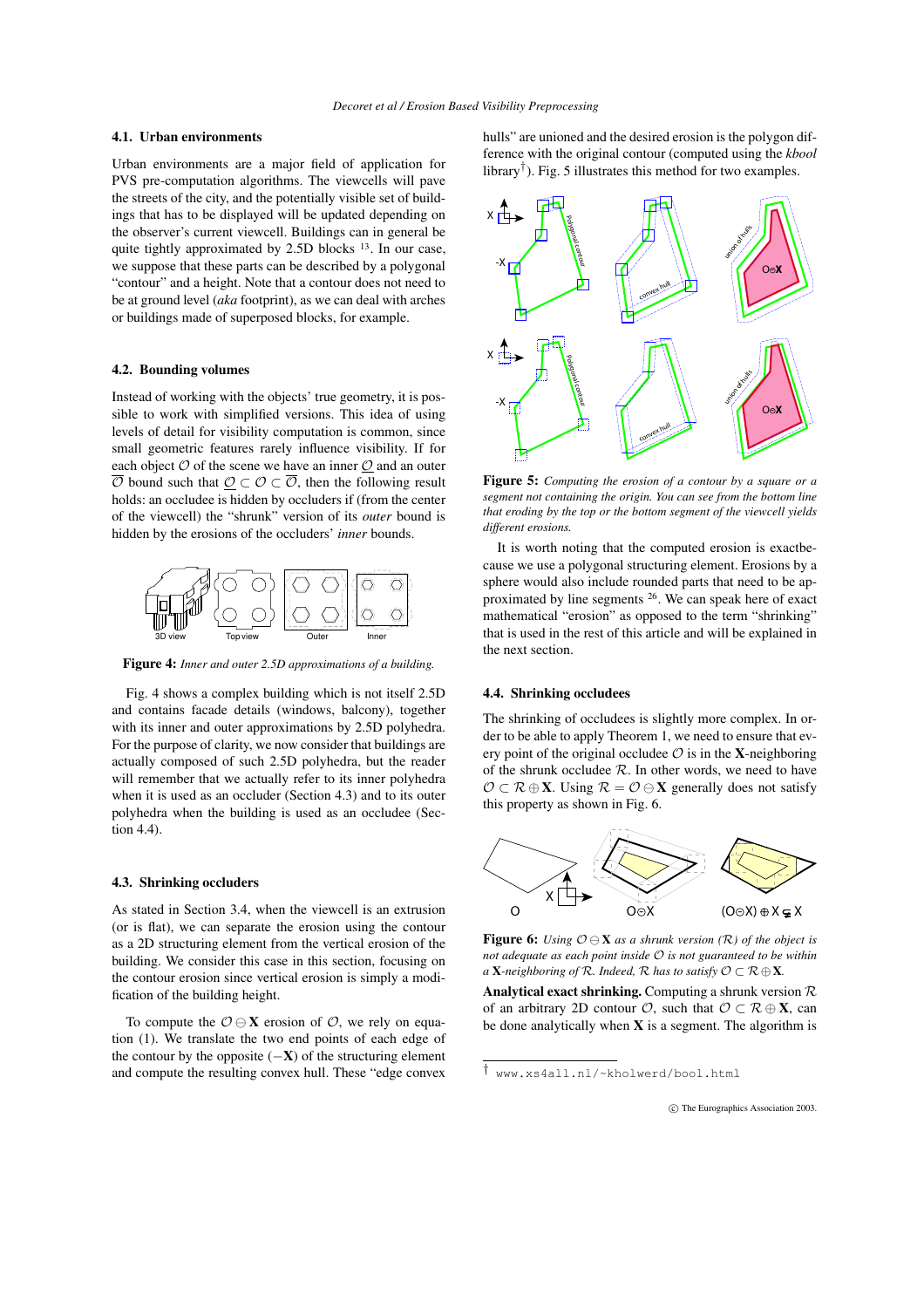### 4.1. Urban environments

Urban environments are a major field of application for PVS pre-computation algorithms. The viewcells will pave the streets of the city, and the potentially visible set of buildings that has to be displayed will be updated depending on the observer's current viewcell. Buildings can in general be quite tightly approximated by 2.5D blocks [13]. In our case, we suppose that these parts can be described by a polygonal "contour" and a height. Note that a contour does not need to be at ground level (*aka* footprint), as we can deal with arches or buildings made of superposed blocks, for example.

### 4.2. Bounding volumes

Instead of working with the objects' true geometry, it is possible to work with simplified versions. This idea of using levels of detail for visibility computation is common, since small geometric features rarely influence visibility. If for each object $\mathcal{O}$ of the scene we have an inner $\underline{\mathcal{O}}$ and an outer $\overline{\mathcal{O}}$ bound such that $\underline{\mathcal{O}} \subset \mathcal{O} \subset \overline{\mathcal{O}}$, then the following result holds: an occludee is hidden by occluders if (from the center of the viewcell) the "shrunk" version of its *outer* bound is hidden by the erosions of the occluders' *inner* bounds.

**Figure 4:** *Inner and outer 2.5D approximations of a building.*

Fig. 4 shows a complex building which is not itself 2.5D and contains facade details (windows, balcony), together with its inner and outer approximations by 2.5D polyhedra. For the purpose of clarity, we now consider that buildings are actually composed of such 2.5D polyhedra, but the reader will remember that we actually refer to its inner polyhedra when it is used as an occluder (Section 4.3) and to its outer polyhedra when the building is used as an occludee (Section 4.4).

### 4.3. Shrinking occluders

As stated in Section 3.4, when the viewcell is an extrusion (or is flat), we can separate the erosion using the contour as a 2D structuring element from the vertical erosion of the building. We consider this case in this section, focusing on the contour erosion since vertical erosion is simply a modification of the building height.

To compute the $\mathcal{O} \ominus \mathbf{X}$ erosion of $\mathcal{O}$, we rely on equation (1). We translate the two end points of each edge of the contour by the opposite ($-\mathbf{X}$) of the structuring element and compute the resulting convex hull. These "edge convex hulls" are unioned and the desired erosion is the polygon difference with the original contour (computed using the *kbool* library[†]). Fig. 5 illustrates this method for two examples.

**Figure 5:** *Computing the erosion of a contour by a square or a segment not containing the origin. You can see from the bottom line that eroding by the top or the bottom segment of the viewcell yields different erosions.*

It is worth noting that the computed erosion is exactbecause we use a polygonal structuring element. Erosions by a sphere would also include rounded parts that need to be approximated by line segments [26]. We can speak here of exact mathematical "erosion" as opposed to the term "shrinking" that is used in the rest of this article and will be explained in the next section.

### 4.4. Shrinking occludees

The shrinking of occludees is slightly more complex. In order to be able to apply Theorem 1, we need to ensure that every point of the original occludee $\mathcal{O}$ is in the $\mathbf{X}$-neighboring of the shrunk occludee $\mathcal{R}$. In other words, we need to have $\mathcal{O} \subset \mathcal{R} \oplus \mathbf{X}$. Using $\mathcal{R} = \mathcal{O} \ominus \mathbf{X}$ generally does not satisfy this property as shown in Fig. 6.

**Figure 6:** *Using $\mathcal{O} \ominus \mathbf{X}$ as a shrunk version ($\mathcal{R}$) of the object is not adequate as each point inside $\mathcal{O}$ is not guaranteed to be within a $\mathbf{X}$-neighboring of $\mathcal{R}$. Indeed, $\mathcal{R}$ has to satisfy $\mathcal{O} \subset \mathcal{R} \oplus \mathbf{X}$.*

**Analytical exact shrinking.** Computing a shrunk version $\mathcal{R}$ of an arbitrary 2D contour $\mathcal{O}$, such that $\mathcal{O} \subset \mathcal{R} \oplus \mathbf{X}$, can be done analytically when $\mathbf{X}$ is a segment. The algorithm is

[†] www.xs4all.nl/~kholwerd/bool.html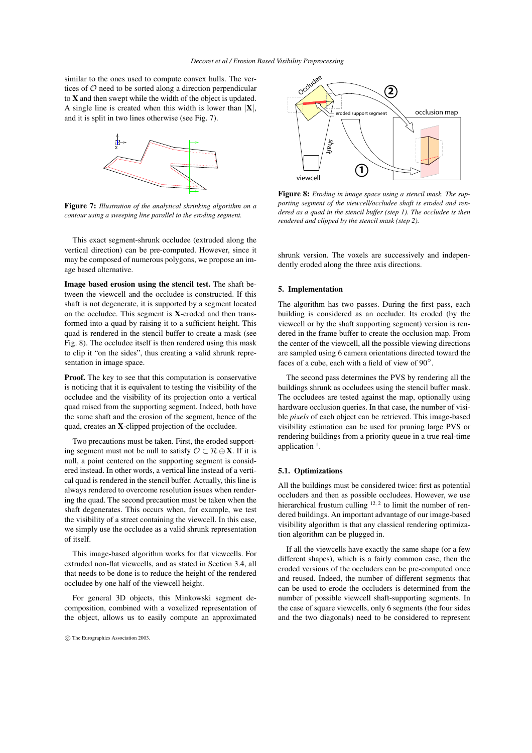similar to the ones used to compute convex hulls. The vertices of $\mathcal{O}$ need to be sorted along a direction perpendicular to $\mathbf{X}$ and then swept while the width of the object is updated. A single line is created when this width is lower than $|\mathbf{X}|$, and it is split in two lines otherwise (see Fig. 7).

**Figure 7:** *Illustration of the analytical shrinking algorithm on a contour using a sweeping line parallel to the eroding segment.*

This exact segment-shrunk occludee (extruded along the vertical direction) can be pre-computed. However, since it may be composed of numerous polygons, we propose an image based alternative.

**Image based erosion using the stencil test.** The shaft between the viewcell and the occludee is constructed. If this shaft is not degenerate, it is supported by a segment located on the occludee. This segment is $\mathbf{X}$-eroded and then transformed into a quad by raising it to a sufficient height. This quad is rendered in the stencil buffer to create a mask (see Fig. 8). The occludee itself is then rendered using this mask to clip it "on the sides", thus creating a valid shrunk representation in image space.

**Proof.** The key to see that this computation is conservative is noticing that it is equivalent to testing the visibility of the occludee and the visibility of its projection onto a vertical quad raised from the supporting segment. Indeed, both have the same shaft and the erosion of the segment, hence of the quad, creates an $\mathbf{X}$-clipped projection of the occludee.

Two precautions must be taken. First, the eroded supporting segment must not be null to satisfy $\mathcal{O} \subset \mathcal{R} \oplus \mathbf{X}$. If it is null, a point centered on the supporting segment is considered instead. In other words, a vertical line instead of a vertical quad is rendered in the stencil buffer. Actually, this line is always rendered to overcome resolution issues when rendering the quad. The second precaution must be taken when the shaft degenerates. This occurs when, for example, we test the visibility of a street containing the viewcell. In this case, we simply use the occludee as a valid shrunk representation of itself.

This image-based algorithm works for flat viewcells. For extruded non-flat viewcells, and as stated in Section 3.4, all that needs to be done is to reduce the height of the rendered occludee by one half of the viewcell height.

For general 3D objects, this Minkowski segment decomposition, combined with a voxelized representation of the object, allows us to easily compute an approximated shrunk version. The voxels are successively and independently eroded along the three axis directions.

**Figure 8:** *Eroding in image space using a stencil mask. The supporting segment of the viewcell/occludee shaft is eroded and rendered as a quad in the stencil buffer (step 1). The occludee is then rendered and clipped by the stencil mask (step 2).*

## 5. Implementation

The algorithm has two passes. During the first pass, each building is considered as an occluder. Its eroded (by the viewcell or by the shaft supporting segment) version is rendered in the frame buffer to create the occlusion map. From the center of the viewcell, all the possible viewing directions are sampled using 6 camera orientations directed toward the faces of a cube, each with a field of view of $90^\circ$.

The second pass determines the PVS by rendering all the buildings shrunk as occludees using the stencil buffer mask. The occludees are tested against the map, optionally using hardware occlusion queries. In that case, the number of visible *pixels* of each object can be retrieved. This image-based visibility estimation can be used for pruning large PVS or rendering buildings from a priority queue in a true real-time application [1].

### 5.1. Optimizations

All the buildings must be considered twice: first as potential occluders and then as possible occludees. However, we use hierarchical frustum culling [12, 2] to limit the number of rendered buildings. An important advantage of our image-based visibility algorithm is that any classical rendering optimization algorithm can be plugged in.

If all the viewcells have exactly the same shape (or a few different shapes), which is a fairly common case, then the eroded versions of the occluders can be pre-computed once and reused. Indeed, the number of different segments that can be used to erode the occluders is determined from the number of possible viewcell shaft-supporting segments. In the case of square viewcells, only 6 segments (the four sides and the two diagonals) need to be considered to represent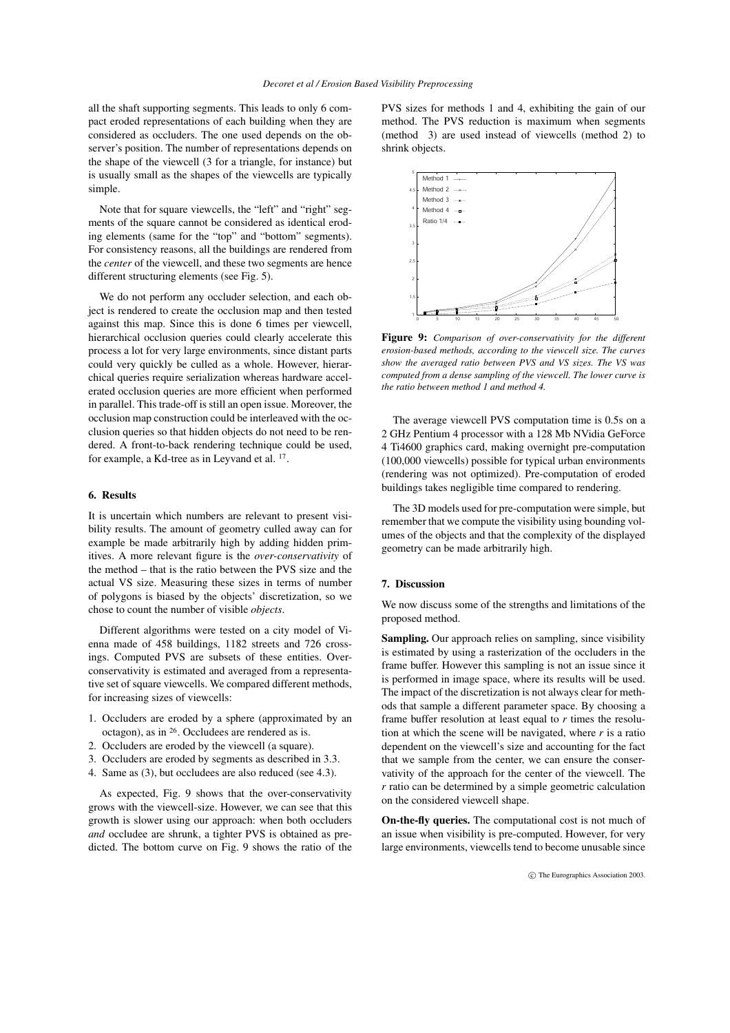all the shaft supporting segments. This leads to only 6 compact eroded representations of each building when they are considered as occluders. The one used depends on the observer's position. The number of representations depends on the shape of the viewcell (3 for a triangle, for instance) but is usually small as the shapes of the viewcells are typically simple.

Note that for square viewcells, the "left" and "right" segments of the square cannot be considered as identical eroding elements (same for the "top" and "bottom" segments). For consistency reasons, all the buildings are rendered from the *center* of the viewcell, and these two segments are hence different structuring elements (see Fig. 5).

We do not perform any occluder selection, and each object is rendered to create the occlusion map and then tested against this map. Since this is done 6 times per viewcell, hierarchical occlusion queries could clearly accelerate this process a lot for very large environments, since distant parts could very quickly be culled as a whole. However, hierarchical queries require serialization whereas hardware accelerated occlusion queries are more efficient when performed in parallel. This trade-off is still an open issue. Moreover, the occlusion map construction could be interleaved with the occlusion queries so that hidden objects do not need to be rendered. A front-to-back rendering technique could be used, for example, a Kd-tree as in Leyvand et al. [17].

## 6. Results

It is uncertain which numbers are relevant to present visibility results. The amount of geometry culled away can for example be made arbitrarily high by adding hidden primitives. A more relevant figure is the *over-conservativity* of the method – that is the ratio between the PVS size and the actual VS size. Measuring these sizes in terms of number of polygons is biased by the objects' discretization, so we chose to count the number of visible *objects*.

Different algorithms were tested on a city model of Vienna made of 458 buildings, 1182 streets and 726 crossings. Computed PVS are subsets of these entities. Over-conservativity is estimated and averaged from a representative set of square viewcells. We compared different methods, for increasing sizes of viewcells:

1. Occluders are eroded by a sphere (approximated by an octagon), as in [26]. Occludees are rendered as is.
2. Occluders are eroded by the viewcell (a square).
3. Occluders are eroded by segments as described in 3.3.
4. Same as (3), but occludees are also reduced (see 4.3).

As expected, Fig. 9 shows that the over-conservativity grows with the viewcell-size. However, we can see that this growth is slower using our approach: when both occluders *and* occludee are shrunk, a tighter PVS is obtained as predicted. The bottom curve on Fig. 9 shows the ratio of the PVS sizes for methods 1 and 4, exhibiting the gain of our method. The PVS reduction is maximum when segments (method 3) are used instead of viewcells (method 2) to shrink objects.

**Figure 9:** *Comparison of over-conservativity for the different erosion-based methods, according to the viewcell size. The curves show the averaged ratio between PVS and VS sizes. The VS was computed from a dense sampling of the viewcell. The lower curve is the ratio between method 1 and method 4.*

The average viewcell PVS computation time is 0.5s on a 2 GHz Pentium 4 processor with a 128 Mb NVidia GeForce 4 Ti4600 graphics card, making overnight pre-computation (100,000 viewcells) possible for typical urban environments (rendering was not optimized). Pre-computation of eroded buildings takes negligible time compared to rendering.

The 3D models used for pre-computation were simple, but remember that we compute the visibility using bounding volumes of the objects and that the complexity of the displayed geometry can be made arbitrarily high.

## 7. Discussion

We now discuss some of the strengths and limitations of the proposed method.

**Sampling.** Our approach relies on sampling, since visibility is estimated by using a rasterization of the occluders in the frame buffer. However this sampling is not an issue since it is performed in image space, where its results will be used. The impact of the discretization is not always clear for methods that sample a different parameter space. By choosing a frame buffer resolution at least equal to $r$ times the resolution at which the scene will be navigated, where $r$ is a ratio dependent on the viewcell's size and accounting for the fact that we sample from the center, we can ensure the conservativity of the approach for the center of the viewcell. The $r$ ratio can be determined by a simple geometric calculation on the considered viewcell shape.

**On-the-fly queries.** The computational cost is not much of an issue when visibility is pre-computed. However, for very large environments, viewcells tend to become unusable since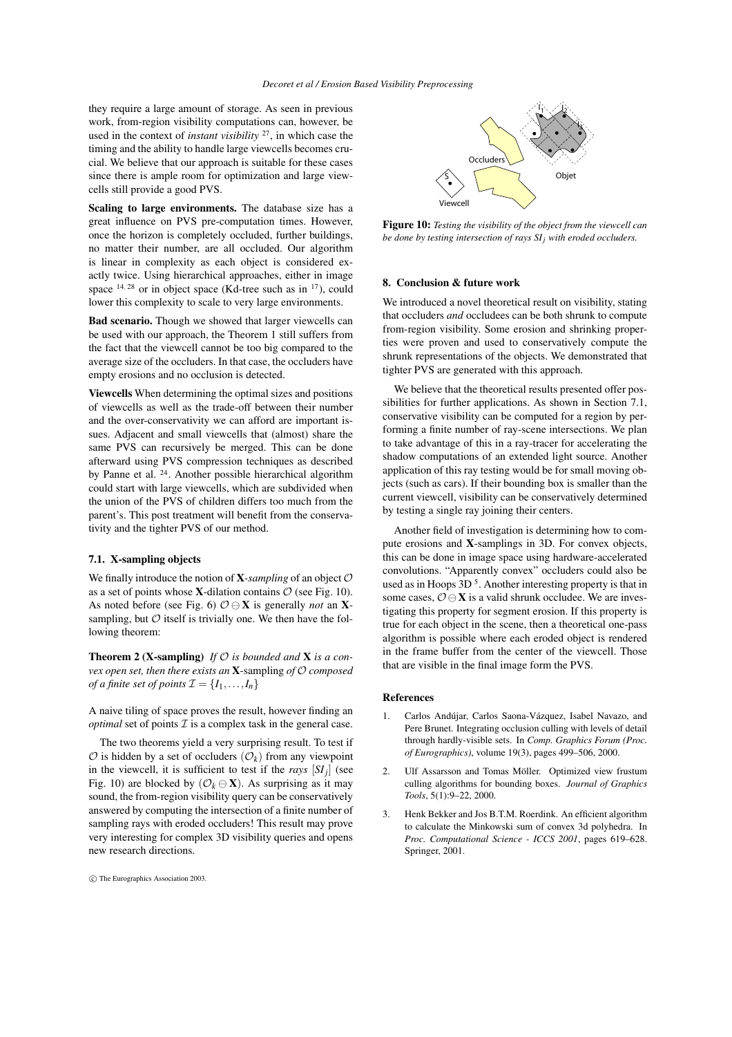they require a large amount of storage. As seen in previous work, from-region visibility computations can, however, be used in the context of *instant visibility* [27], in which case the timing and the ability to handle large viewcells becomes crucial. We believe that our approach is suitable for these cases since there is ample room for optimization and large viewcells still provide a good PVS.

**Scaling to large environments.** The database size has a great influence on PVS pre-computation times. However, once the horizon is completely occluded, further buildings, no matter their number, are all occluded. Our algorithm is linear in complexity as each object is considered exactly twice. Using hierarchical approaches, either in image space [14,28] or in object space (Kd-tree such as in [17]), could lower this complexity to scale to very large environments.

**Bad scenario.** Though we showed that larger viewcells can be used with our approach, the Theorem 1 still suffers from the fact that the viewcell cannot be too big compared to the average size of the occluders. In that case, the occluders have empty erosions and no occlusion is detected.

**Viewcells** When determining the optimal sizes and positions of viewcells as well as the trade-off between their number and the over-conservativity we can afford are important issues. Adjacent and small viewcells that (almost) share the same PVS can recursively be merged. This can be done afterward using PVS compression techniques as described by Panne et al. [24]. Another possible hierarchical algorithm could start with large viewcells, which are subdivided when the union of the PVS of children differs too much from the parent's. This post treatment will benefit from the conservativity and the tighter PVS of our method.

### 7.1. X-sampling objects

We finally introduce the notion of **X**-*sampling* of an object $\mathcal{O}$ as a set of points whose **X**-dilation contains $\mathcal{O}$ (see Fig. 10). As noted before (see Fig. 6) $\mathcal{O} \ominus \mathbf{X}$ is generally *not* an **X**-sampling, but $\mathcal{O}$ itself is trivially one. We then have the following theorem:

**Theorem 2 (X-sampling)** *If $\mathcal{O}$ is bounded and* **X** *is a convex open set, then there exists an* **X**-sampling *of $\mathcal{O}$ composed of a finite set of points $\mathcal{I} = \{I_1, \ldots, I_n\}$*

A naive tiling of space proves the result, however finding an *optimal* set of points $\mathcal{I}$ is a complex task in the general case.

The two theorems yield a very surprising result. To test if $\mathcal{O}$ is hidden by a set of occluders $(\mathcal{O}_k)$ from any viewpoint in the viewcell, it is sufficient to test if the *rays* $[SI_j]$ (see Fig. 10) are blocked by $(\mathcal{O}_k \ominus \mathbf{X})$. As surprising as it may sound, the from-region visibility query can be conservatively answered by computing the intersection of a finite number of sampling rays with eroded occluders! This result may prove very interesting for complex 3D visibility queries and opens new research directions.

**Figure 10:** *Testing the visibility of the object from the viewcell can be done by testing intersection of rays $SI_j$ with eroded occluders.*

## 8. Conclusion & future work

We introduced a novel theoretical result on visibility, stating that occluders *and* occludees can be both shrunk to compute from-region visibility. Some erosion and shrinking properties were proven and used to conservatively compute the shrunk representations of the objects. We demonstrated that tighter PVS are generated with this approach.

We believe that the theoretical results presented offer possibilities for further applications. As shown in Section 7.1, conservative visibility can be computed for a region by performing a finite number of ray-scene intersections. We plan to take advantage of this in a ray-tracer for accelerating the shadow computations of an extended light source. Another application of this ray testing would be for small moving objects (such as cars). If their bounding box is smaller than the current viewcell, visibility can be conservatively determined by testing a single ray joining their centers.

Another field of investigation is determining how to compute erosions and **X**-samplings in 3D. For convex objects, this can be done in image space using hardware-accelerated convolutions. "Apparently convex" occluders could also be used as in Hoops 3D [5]. Another interesting property is that in some cases, $\mathcal{O} \ominus \mathbf{X}$ is a valid shrunk occludee. We are investigating this property for segment erosion. If this property is true for each object in the scene, then a theoretical one-pass algorithm is possible where each eroded object is rendered in the frame buffer from the center of the viewcell. Those that are visible in the final image form the PVS.

## References

1. Carlos Andújar, Carlos Saona-Vázquez, Isabel Navazo, and Pere Brunet. Integrating occlusion culling with levels of detail through hardly-visible sets. In *Comp. Graphics Forum (Proc. of Eurographics)*, volume 19(3), pages 499–506, 2000.
2. Ulf Assarsson and Tomas Möller. Optimized view frustum culling algorithms for bounding boxes. *Journal of Graphics Tools*, 5(1):9–22, 2000.
3. Henk Bekker and Jos B.T.M. Roerdink. An efficient algorithm to calculate the Minkowski sum of convex 3d polyhedra. In *Proc. Computational Science - ICCS 2001*, pages 619–628. Springer, 2001.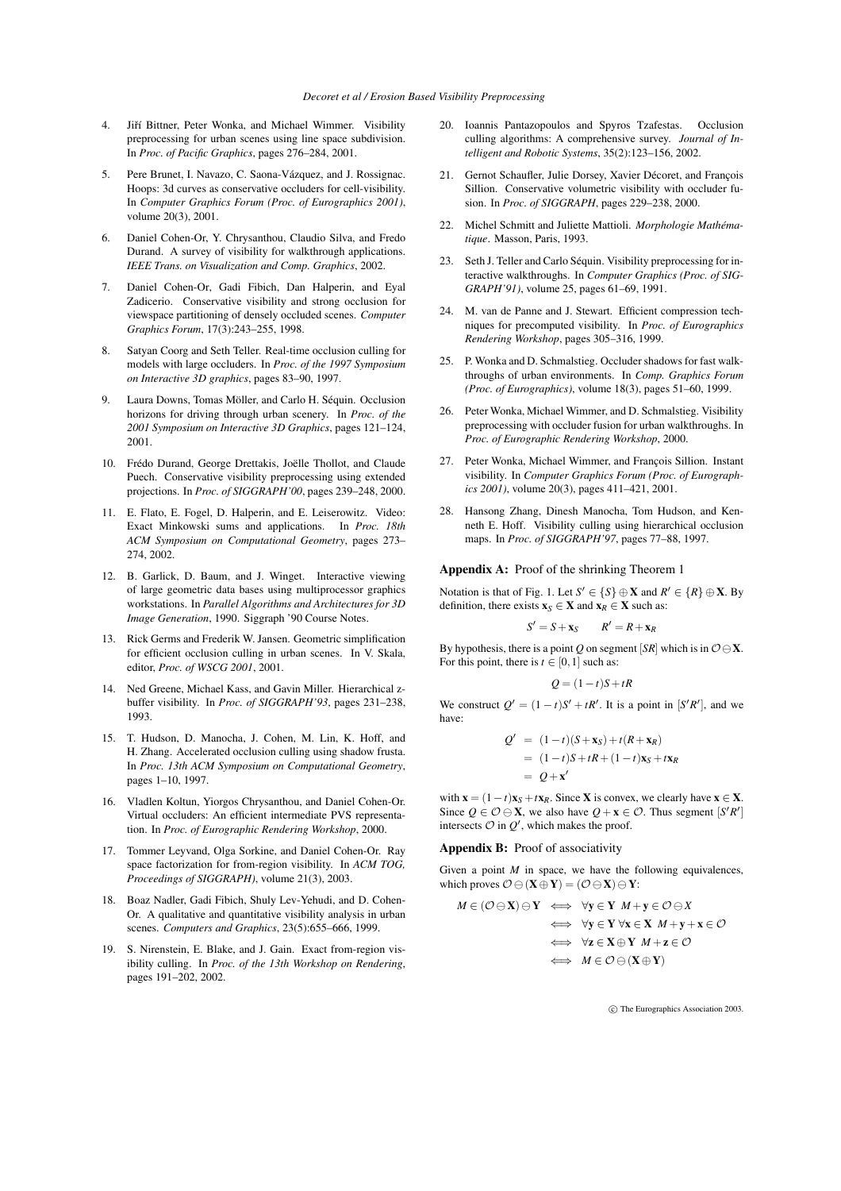4. Jiří Bittner, Peter Wonka, and Michael Wimmer. Visibility preprocessing for urban scenes using line space subdivision. In *Proc. of Pacific Graphics*, pages 276–284, 2001.

5. Pere Brunet, I. Navazo, C. Saona-Vázquez, and J. Rossignac. Hoops: 3d curves as conservative occluders for cell-visibility. In *Computer Graphics Forum (Proc. of Eurographics 2001)*, volume 20(3), 2001.

6. Daniel Cohen-Or, Y. Chrysanthou, Claudio Silva, and Fredo Durand. A survey of visibility for walkthrough applications. *IEEE Trans. on Visualization and Comp. Graphics*, 2002.

7. Daniel Cohen-Or, Gadi Fibich, Dan Halperin, and Eyal Zadicerio. Conservative visibility and strong occlusion for viewspace partitioning of densely occluded scenes. *Computer Graphics Forum*, 17(3):243–255, 1998.

8. Satyan Coorg and Seth Teller. Real-time occlusion culling for models with large occluders. In *Proc. of the 1997 Symposium on Interactive 3D graphics*, pages 83–90, 1997.

9. Laura Downs, Tomas Möller, and Carlo H. Séquin. Occlusion horizons for driving through urban scenery. In *Proc. of the 2001 Symposium on Interactive 3D Graphics*, pages 121–124, 2001.

10. Frédo Durand, George Drettakis, Joëlle Thollot, and Claude Puech. Conservative visibility preprocessing using extended projections. In *Proc. of SIGGRAPH'00*, pages 239–248, 2000.

11. E. Flato, E. Fogel, D. Halperin, and E. Leiserowitz. Video: Exact Minkowski sums and applications. In *Proc. 18th ACM Symposium on Computational Geometry*, pages 273–274, 2002.

12. B. Garlick, D. Baum, and J. Winget. Interactive viewing of large geometric data bases using multiprocessor graphics workstations. In *Parallel Algorithms and Architectures for 3D Image Generation*, 1990. Siggraph '90 Course Notes.

13. Rick Germs and Frederik W. Jansen. Geometric simplification for efficient occlusion culling in urban scenes. In V. Skala, editor, *Proc. of WSCG 2001*, 2001.

14. Ned Greene, Michael Kass, and Gavin Miller. Hierarchical z-buffer visibility. In *Proc. of SIGGRAPH'93*, pages 231–238, 1993.

15. T. Hudson, D. Manocha, J. Cohen, M. Lin, K. Hoff, and H. Zhang. Accelerated occlusion culling using shadow frusta. In *Proc. 13th ACM Symposium on Computational Geometry*, pages 1–10, 1997.

16. Vladlen Koltun, Yiorgos Chrysanthou, and Daniel Cohen-Or. Virtual occluders: An efficient intermediate PVS representation. In *Proc. of Eurographic Rendering Workshop*, 2000.

17. Tommer Leyvand, Olga Sorkine, and Daniel Cohen-Or. Ray space factorization for from-region visibility. In *ACM TOG, Proceedings of SIGGRAPH)*, volume 21(3), 2003.

18. Boaz Nadler, Gadi Fibich, Shuly Lev-Yehudi, and D. Cohen-Or. A qualitative and quantitative visibility analysis in urban scenes. *Computers and Graphics*, 23(5):655–666, 1999.

19. S. Nirenstein, E. Blake, and J. Gain. Exact from-region visibility culling. In *Proc. of the 13th Workshop on Rendering*, pages 191–202, 2002.

20. Ioannis Pantazopoulos and Spyros Tzafestas. Occlusion culling algorithms: A comprehensive survey. *Journal of Intelligent and Robotic Systems*, 35(2):123–156, 2002.

21. Gernot Schaufler, Julie Dorsey, Xavier Décoret, and François Sillion. Conservative volumetric visibility with occluder fusion. In *Proc. of SIGGRAPH*, pages 229–238, 2000.

22. Michel Schmitt and Juliette Mattioli. *Morphologie Mathématique*. Masson, Paris, 1993.

23. Seth J. Teller and Carlo Séquin. Visibility preprocessing for interactive walkthroughs. In *Computer Graphics (Proc. of SIGGRAPH'91)*, volume 25, pages 61–69, 1991.

24. M. van de Panne and J. Stewart. Efficient compression techniques for precomputed visibility. In *Proc. of Eurographics Rendering Workshop*, pages 305–316, 1999.

25. P. Wonka and D. Schmalstieg. Occluder shadows for fast walkthroughs of urban environments. In *Comp. Graphics Forum (Proc. of Eurographics)*, volume 18(3), pages 51–60, 1999.

26. Peter Wonka, Michael Wimmer, and D. Schmalstieg. Visibility preprocessing with occluder fusion for urban walkthroughs. In *Proc. of Eurographic Rendering Workshop*, 2000.

27. Peter Wonka, Michael Wimmer, and François Sillion. Instant visibility. In *Computer Graphics Forum (Proc. of Eurographics 2001)*, volume 20(3), pages 411–421, 2001.

28. Hansong Zhang, Dinesh Manocha, Tom Hudson, and Kenneth E. Hoff. Visibility culling using hierarchical occlusion maps. In *Proc. of SIGGRAPH'97*, pages 77–88, 1997.

**Appendix A:** Proof of the shrinking Theorem 1

Notation is that of Fig. 1. Let $S' \in \{S\} \oplus \mathbf{X}$ and $R' \in \{R\} \oplus \mathbf{X}$. By definition, there exists $\mathbf{x}_S \in \mathbf{X}$ and $\mathbf{x}_R \in \mathbf{X}$ such as:

$$S' = S + \mathbf{x}_S \qquad R' = R + \mathbf{x}_R$$

By hypothesis, there is a point $Q$ on segment $[SR]$ which is in $\mathcal{O} \ominus \mathbf{X}$. For this point, there is $t \in [0,1]$ such as:

$$Q = (1-t)S + tR$$

We construct $Q' = (1-t)S' + tR'$. It is a point in $[S'R']$, and we have:

$$\begin{aligned} Q' &= (1-t)(S + \mathbf{x}_S) + t(R + \mathbf{x}_R) \\ &= (1-t)S + tR + (1-t)\mathbf{x}_S + t\mathbf{x}_R \\ &= Q + \mathbf{x}' \end{aligned}$$

with $\mathbf{x} = (1-t)\mathbf{x}_S + t\mathbf{x}_R$. Since $\mathbf{X}$ is convex, we clearly have $\mathbf{x} \in \mathbf{X}$. Since $Q \in \mathcal{O} \ominus \mathbf{X}$, we also have $Q + \mathbf{x} \in \mathcal{O}$. Thus segment $[S'R']$ intersects $\mathcal{O}$ in $Q'$, which makes the proof.

**Appendix B:** Proof of associativity

Given a point $M$ in space, we have the following equivalences, which proves $\mathcal{O} \ominus (\mathbf{X} \oplus \mathbf{Y}) = (\mathcal{O} \ominus \mathbf{X}) \ominus \mathbf{Y}$:

$$\begin{aligned} M \in (\mathcal{O} \ominus \mathbf{X}) \ominus \mathbf{Y} &\iff \forall \mathbf{y} \in \mathbf{Y} \;\; M + \mathbf{y} \in \mathcal{O} \ominus X \\ &\iff \forall \mathbf{y} \in \mathbf{Y} \; \forall \mathbf{x} \in \mathbf{X} \;\; M + \mathbf{y} + \mathbf{x} \in \mathcal{O} \\ &\iff \forall \mathbf{z} \in \mathbf{X} \oplus \mathbf{Y} \;\; M + \mathbf{z} \in \mathcal{O} \\ &\iff M \in \mathcal{O} \ominus (\mathbf{X} \oplus \mathbf{Y}) \end{aligned}$$